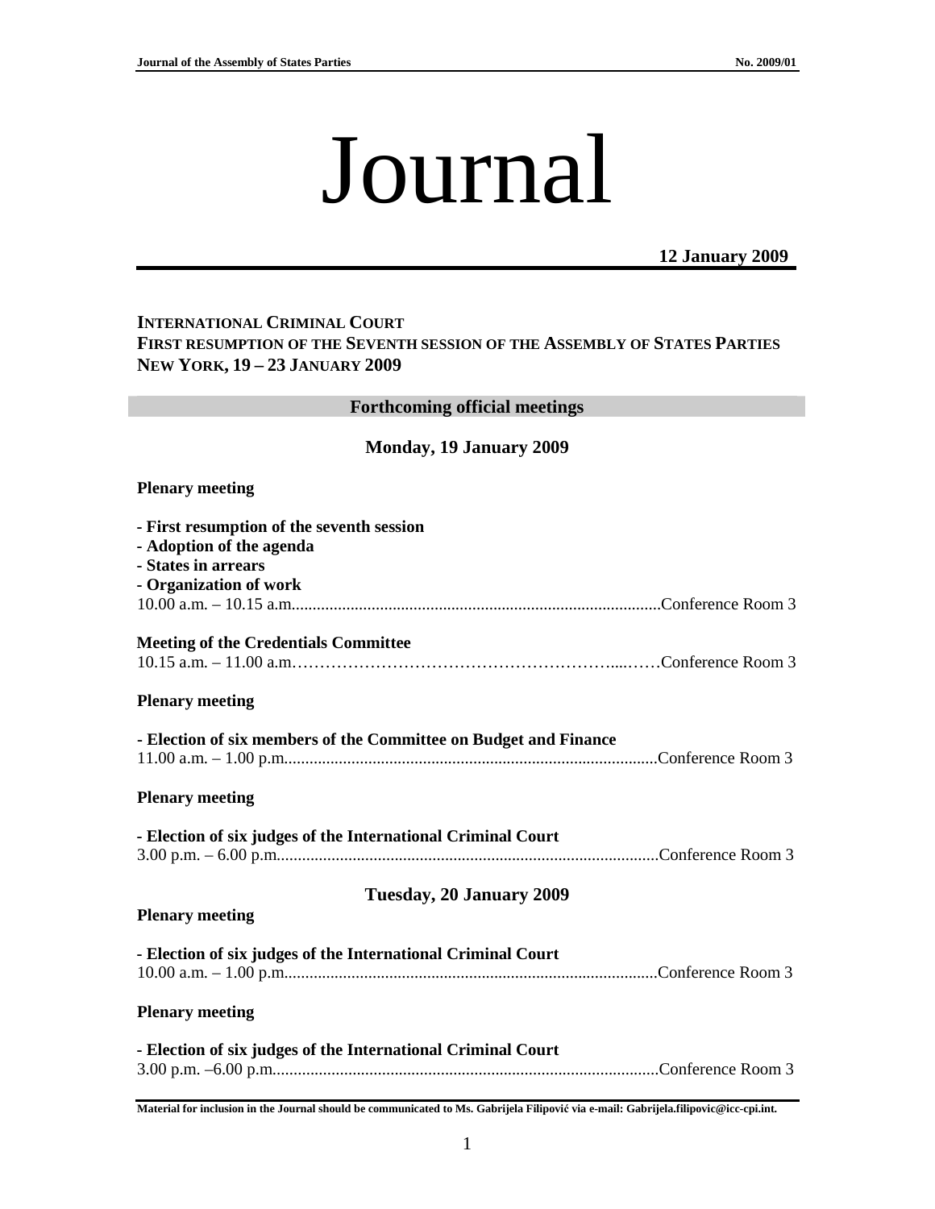# Journal

**12 January 2009**

**INTERNATIONAL CRIMINAL COURT**
**FIRST RESUMPTION OF THE SEVENTH SESSION OF THE ASSEMBLY OF STATES PARTIES**
**NEW YORK, 19 – 23 JANUARY 2009**

## Forthcoming official meetings

### Monday, 19 January 2009

**Plenary meeting**

**- First resumption of the seventh session**
**- Adoption of the agenda**
**- States in arrears**
**- Organization of work**
10.00 a.m. – 10.15 a.m. ........................................................................................ Conference Room 3

**Meeting of the Credentials Committee**
10.15 a.m. – 11.00 a.m. …………………………………………………….....…… Conference Room 3

**Plenary meeting**

**- Election of six members of the Committee on Budget and Finance**
11.00 a.m. – 1.00 p.m. ........................................................................................ Conference Room 3

**Plenary meeting**

**- Election of six judges of the International Criminal Court**
3.00 p.m. – 6.00 p.m. ........................................................................................ Conference Room 3

### Tuesday, 20 January 2009

**Plenary meeting**

**- Election of six judges of the International Criminal Court**
10.00 a.m. – 1.00 p.m. ........................................................................................ Conference Room 3

**Plenary meeting**

**- Election of six judges of the International Criminal Court**
3.00 p.m. –6.00 p.m. ........................................................................................ Conference Room 3

**Material for inclusion in the Journal should be communicated to Ms. Gabrijela Filipović via e-mail: Gabrijela.filipovic@icc-cpi.int.**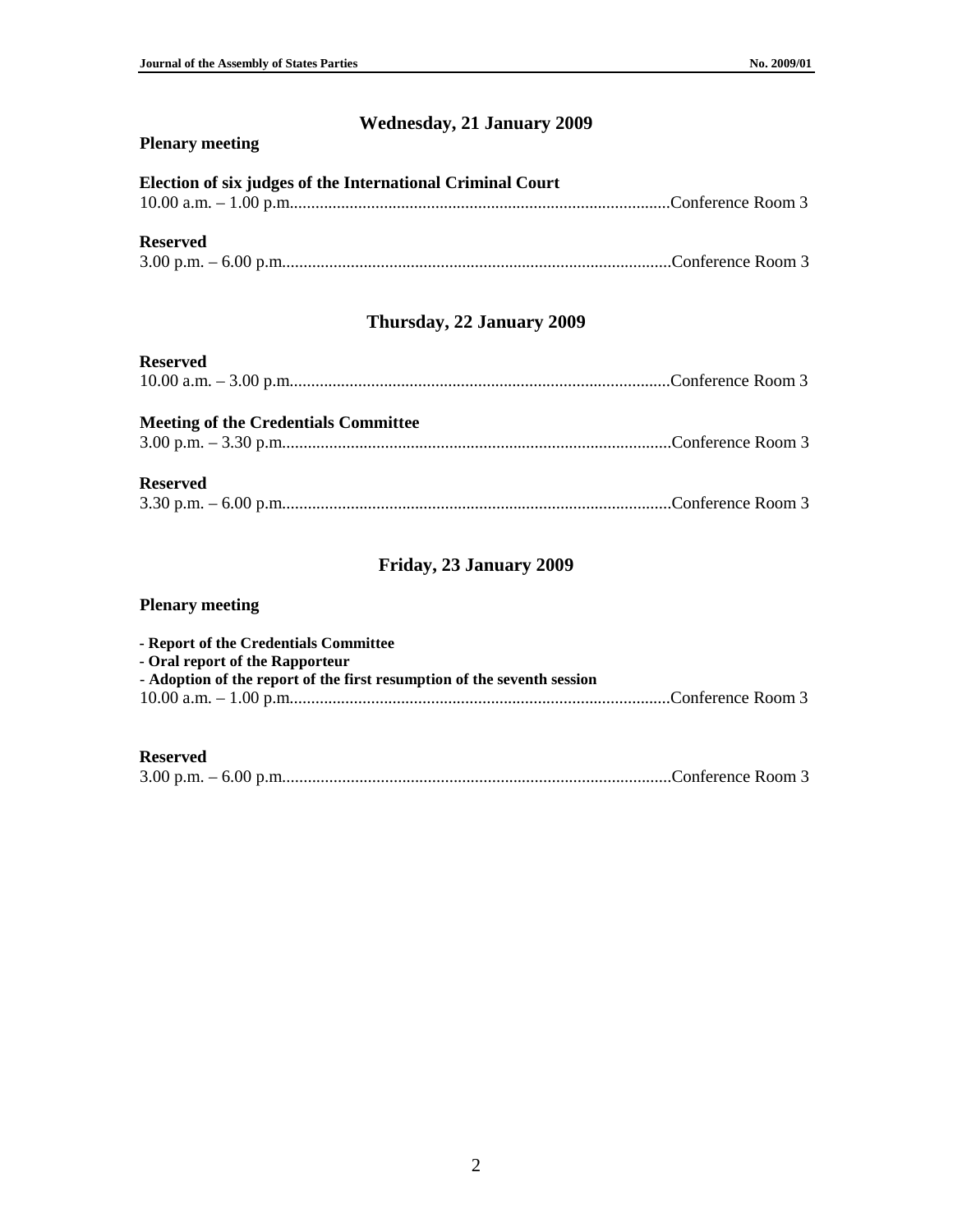## Wednesday, 21 January 2009

**Plenary meeting**

**Election of six judges of the International Criminal Court**
10.00 a.m. – 1.00 p.m.........................................................................................Conference Room 3

**Reserved**
3.00 p.m. – 6.00 p.m...........................................................................................Conference Room 3

## Thursday, 22 January 2009

**Reserved**
10.00 a.m. – 3.00 p.m.........................................................................................Conference Room 3

**Meeting of the Credentials Committee**
3.00 p.m. – 3.30 p.m...........................................................................................Conference Room 3

**Reserved**
3.30 p.m. – 6.00 p.m...........................................................................................Conference Room 3

## Friday, 23 January 2009

**Plenary meeting**

**- Report of the Credentials Committee**
**- Oral report of the Rapporteur**
**- Adoption of the report of the first resumption of the seventh session**
10.00 a.m. – 1.00 p.m.........................................................................................Conference Room 3

**Reserved**
3.00 p.m. – 6.00 p.m...........................................................................................Conference Room 3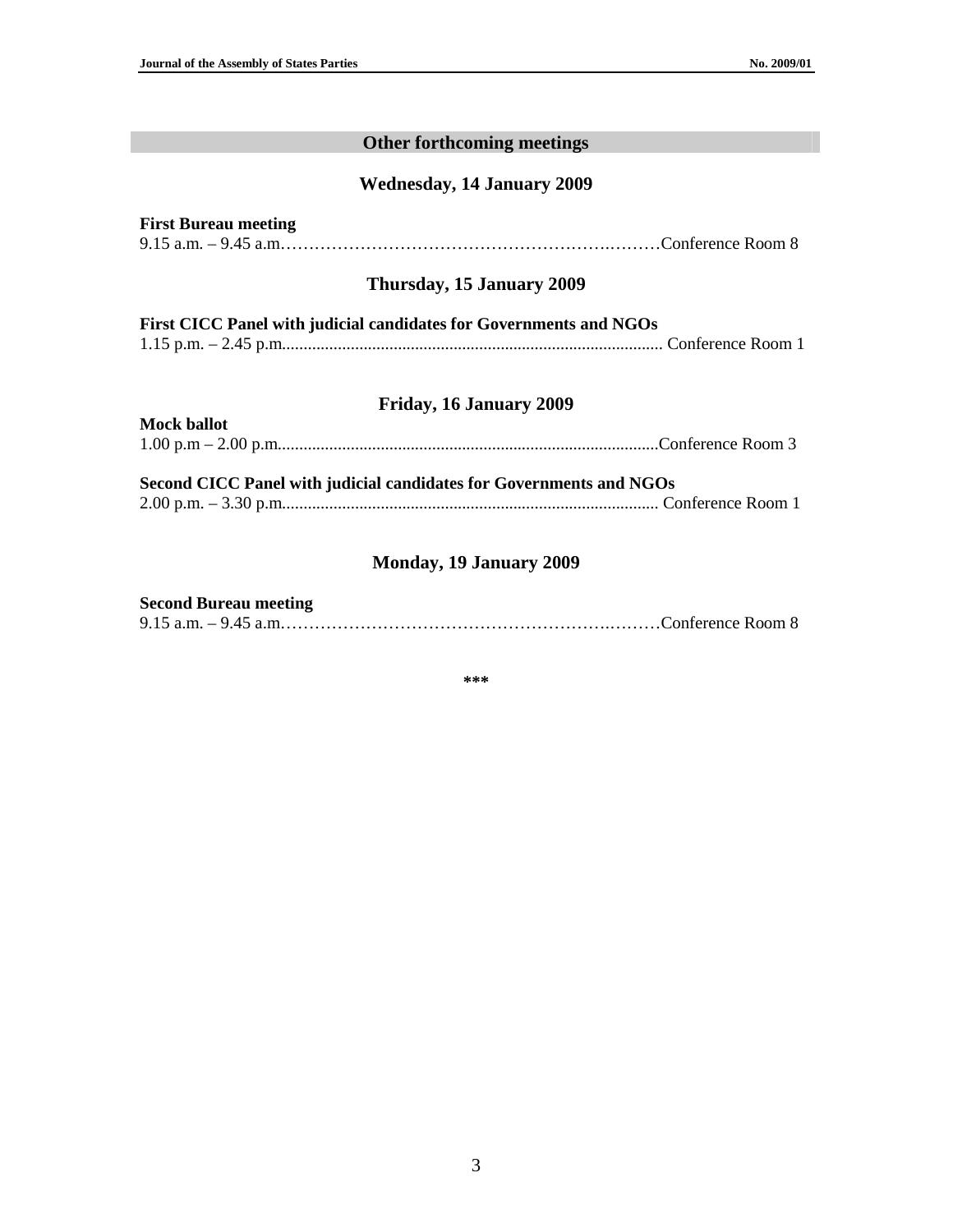## Other forthcoming meetings

### Wednesday, 14 January 2009

**First Bureau meeting**
9.15 a.m. – 9.45 a.m.………………………………………………………………Conference Room 8

### Thursday, 15 January 2009

**First CICC Panel with judicial candidates for Governments and NGOs**
1.15 p.m. – 2.45 p.m....................................................................................... Conference Room 1

### Friday, 16 January 2009

**Mock ballot**
1.00 p.m – 2.00 p.m.......................................................................................Conference Room 3

**Second CICC Panel with judicial candidates for Governments and NGOs**
2.00 p.m. – 3.30 p.m...................................................................................... Conference Room 1

### Monday, 19 January 2009

**Second Bureau meeting**
9.15 a.m. – 9.45 a.m.………………………………………………………………Conference Room 8

***